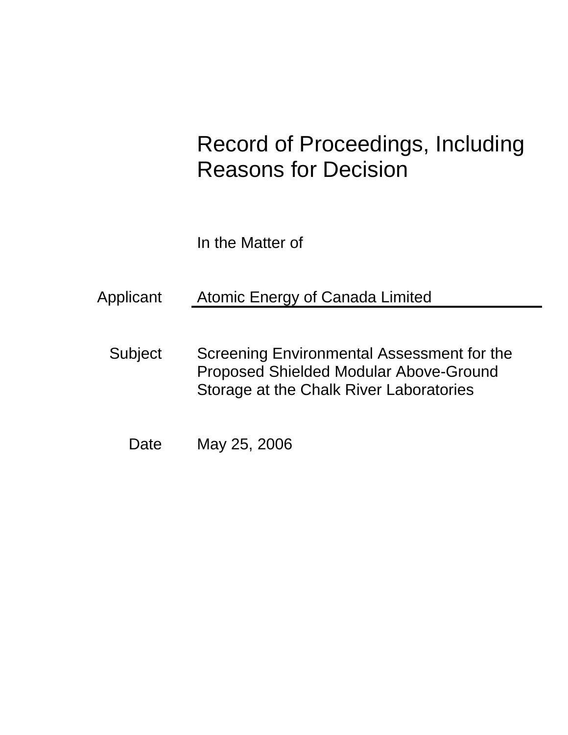# Record of Proceedings, Including Reasons for Decision

In the Matter of

| | |
|---|---|
| Applicant | Atomic Energy of Canada Limited |
| Subject | Screening Environmental Assessment for the Proposed Shielded Modular Above-Ground Storage at the Chalk River Laboratories |
| Date | May 25, 2006 |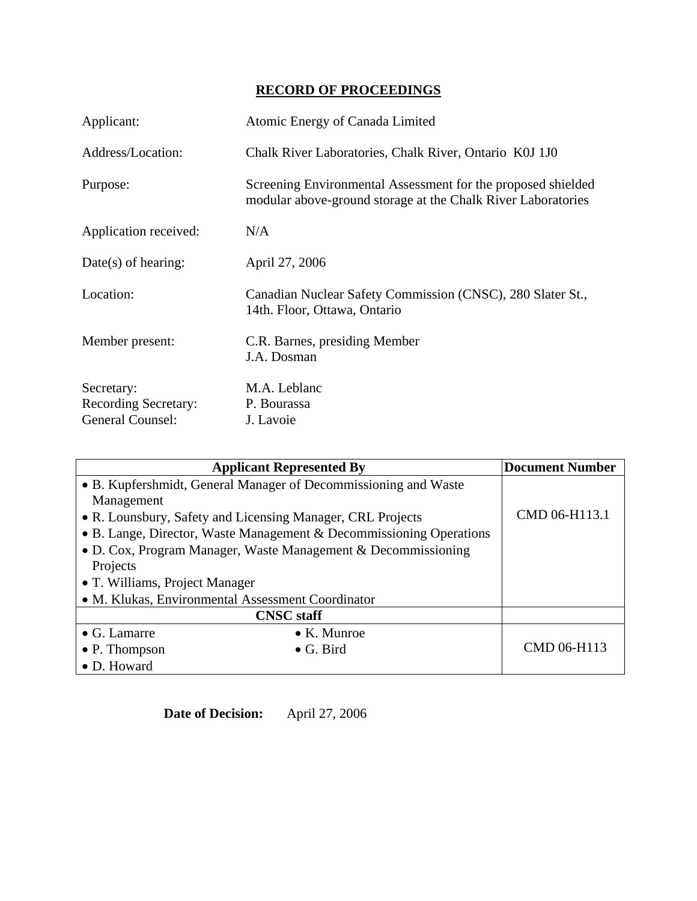## RECORD OF PROCEEDINGS

| | |
|---|---|
| Applicant: | Atomic Energy of Canada Limited |
| Address/Location: | Chalk River Laboratories, Chalk River, Ontario K0J 1J0 |
| Purpose: | Screening Environmental Assessment for the proposed shielded modular above-ground storage at the Chalk River Laboratories |
| Application received: | N/A |
| Date(s) of hearing: | April 27, 2006 |
| Location: | Canadian Nuclear Safety Commission (CNSC), 280 Slater St., 14th. Floor, Ottawa, Ontario |
| Member present: | C.R. Barnes, presiding Member<br>J.A. Dosman |
| Secretary: | M.A. Leblanc |
| Recording Secretary: | P. Bourassa |
| General Counsel: | J. Lavoie |

| Applicant Represented By | | Document Number |
|---|---|---|
| • B. Kupfershmidt, General Manager of Decommissioning and Waste Management<br>• R. Lounsbury, Safety and Licensing Manager, CRL Projects<br>• B. Lange, Director, Waste Management & Decommissioning Operations<br>• D. Cox, Program Manager, Waste Management & Decommissioning Projects<br>• T. Williams, Project Manager<br>• M. Klukas, Environmental Assessment Coordinator | | CMD 06-H113.1 |
| **CNSC staff** | | |
| • G. Lamarre<br>• P. Thompson<br>• D. Howard | • K. Munroe<br>• G. Bird | CMD 06-H113 |

**Date of Decision:** April 27, 2006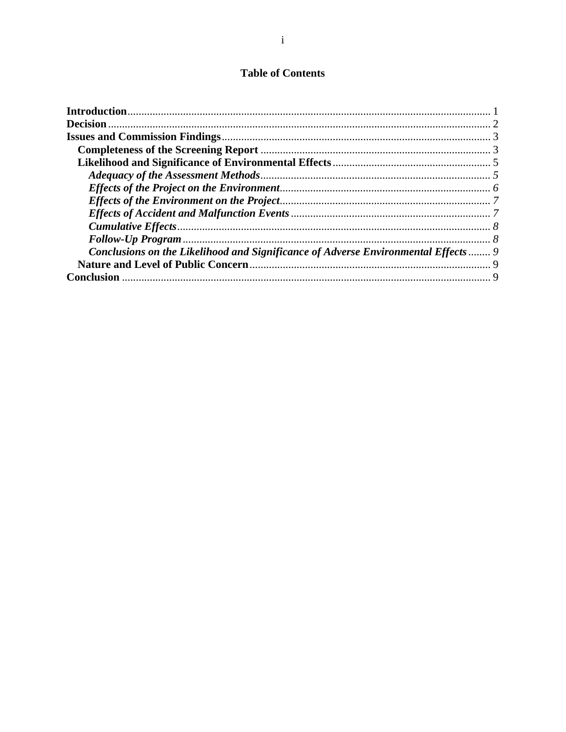# Table of Contents

**Introduction** .......... 1
**Decision** .......... 2
**Issues and Commission Findings** .......... 3
  **Completeness of the Screening Report** .......... 3
  **Likelihood and Significance of Environmental Effects** .......... 5
    ***Adequacy of the Assessment Methods*** .......... *5*
    ***Effects of the Project on the Environment*** .......... *6*
    ***Effects of the Environment on the Project*** .......... *7*
    ***Effects of Accident and Malfunction Events*** .......... *7*
    ***Cumulative Effects*** .......... *8*
    ***Follow-Up Program*** .......... *8*
    ***Conclusions on the Likelihood and Significance of Adverse Environmental Effects*** .......... *9*
  **Nature and Level of Public Concern** .......... 9
**Conclusion** .......... 9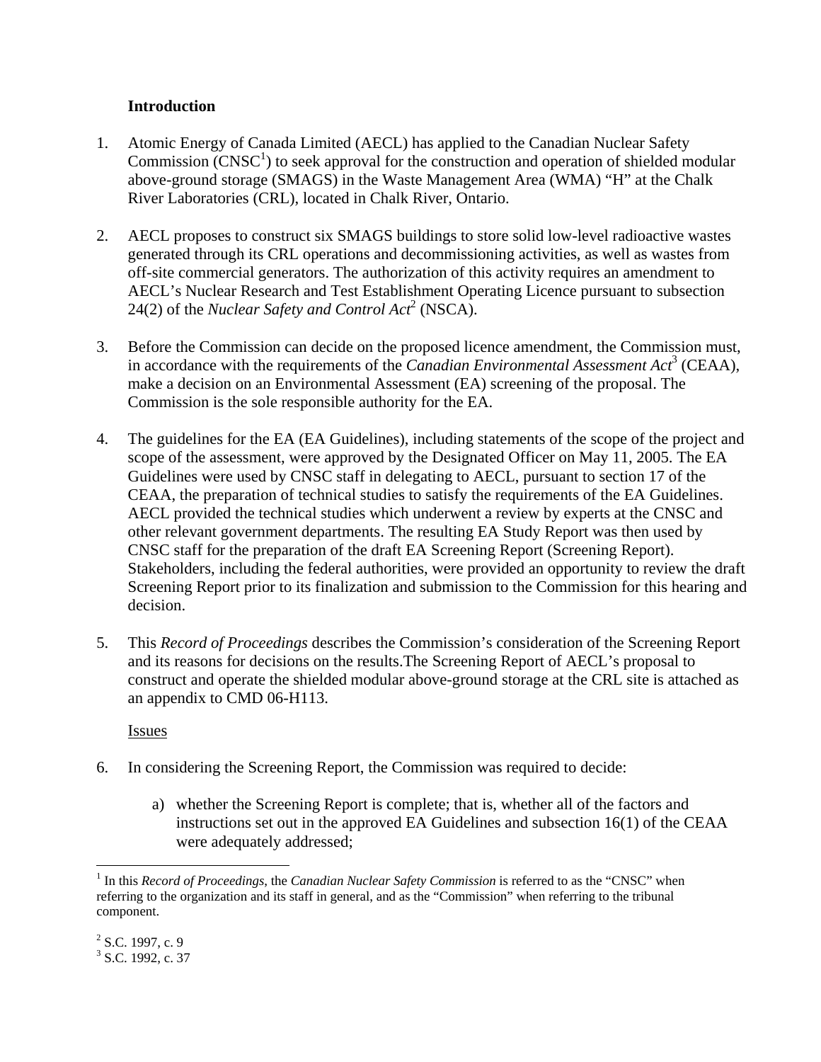**Introduction**

1. Atomic Energy of Canada Limited (AECL) has applied to the Canadian Nuclear Safety Commission (CNSC[1]) to seek approval for the construction and operation of shielded modular above-ground storage (SMAGS) in the Waste Management Area (WMA) "H" at the Chalk River Laboratories (CRL), located in Chalk River, Ontario.

2. AECL proposes to construct six SMAGS buildings to store solid low-level radioactive wastes generated through its CRL operations and decommissioning activities, as well as wastes from off-site commercial generators. The authorization of this activity requires an amendment to AECL's Nuclear Research and Test Establishment Operating Licence pursuant to subsection 24(2) of the *Nuclear Safety and Control Act*[2] (NSCA).

3. Before the Commission can decide on the proposed licence amendment, the Commission must, in accordance with the requirements of the *Canadian Environmental Assessment Act*[3] (CEAA), make a decision on an Environmental Assessment (EA) screening of the proposal. The Commission is the sole responsible authority for the EA.

4. The guidelines for the EA (EA Guidelines), including statements of the scope of the project and scope of the assessment, were approved by the Designated Officer on May 11, 2005. The EA Guidelines were used by CNSC staff in delegating to AECL, pursuant to section 17 of the CEAA, the preparation of technical studies to satisfy the requirements of the EA Guidelines. AECL provided the technical studies which underwent a review by experts at the CNSC and other relevant government departments. The resulting EA Study Report was then used by CNSC staff for the preparation of the draft EA Screening Report (Screening Report). Stakeholders, including the federal authorities, were provided an opportunity to review the draft Screening Report prior to its finalization and submission to the Commission for this hearing and decision.

5. This *Record of Proceedings* describes the Commission's consideration of the Screening Report and its reasons for decisions on the results.The Screening Report of AECL's proposal to construct and operate the shielded modular above-ground storage at the CRL site is attached as an appendix to CMD 06-H113.

<u>Issues</u>

6. In considering the Screening Report, the Commission was required to decide:

   a) whether the Screening Report is complete; that is, whether all of the factors and instructions set out in the approved EA Guidelines and subsection 16(1) of the CEAA were adequately addressed;

---

[1] In this *Record of Proceedings*, the *Canadian Nuclear Safety Commission* is referred to as the "CNSC" when referring to the organization and its staff in general, and as the "Commission" when referring to the tribunal component.

[2] S.C. 1997, c. 9

[3] S.C. 1992, c. 37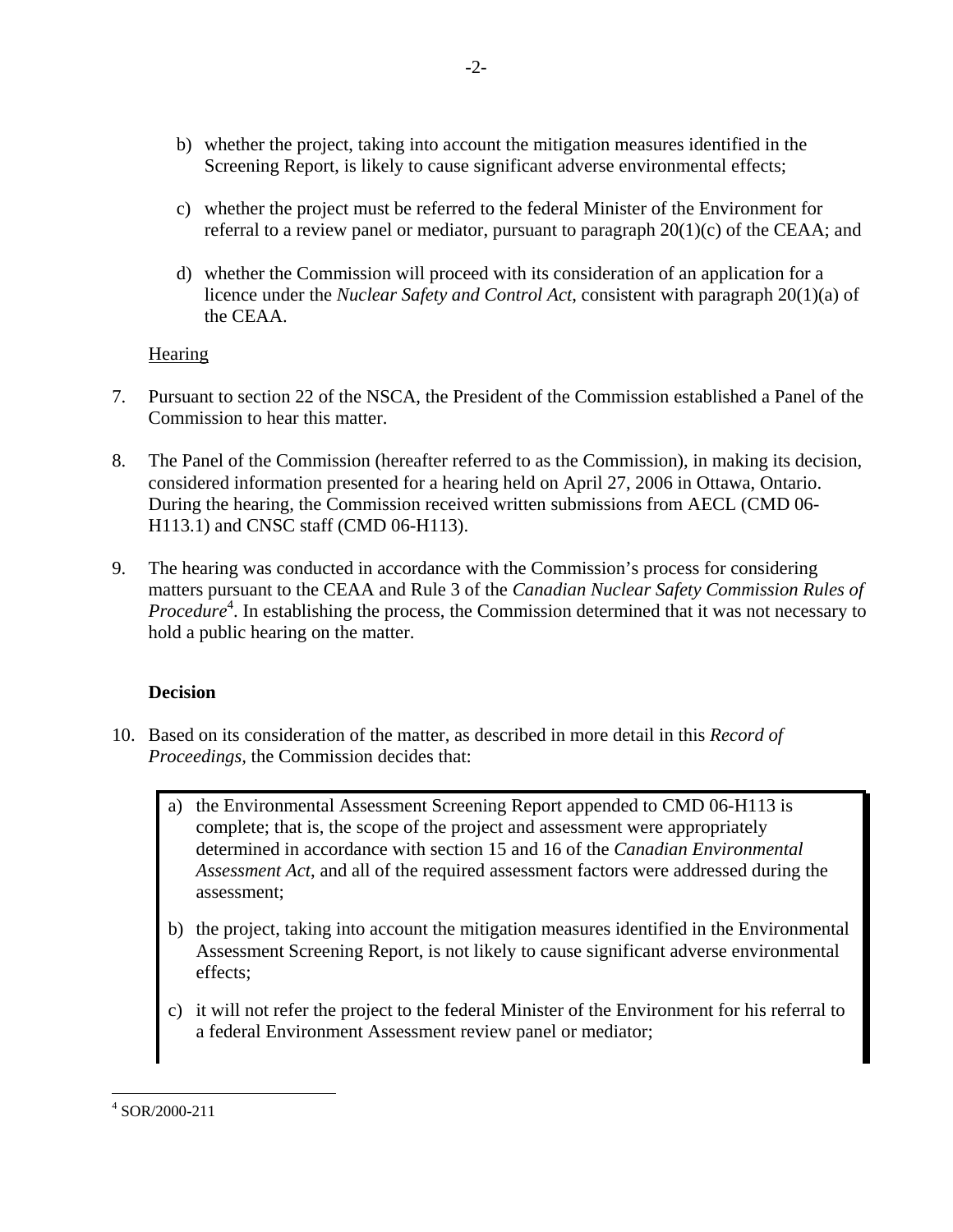b) whether the project, taking into account the mitigation measures identified in the Screening Report, is likely to cause significant adverse environmental effects;

c) whether the project must be referred to the federal Minister of the Environment for referral to a review panel or mediator, pursuant to paragraph 20(1)(c) of the CEAA; and

d) whether the Commission will proceed with its consideration of an application for a licence under the *Nuclear Safety and Control Act*, consistent with paragraph 20(1)(a) of the CEAA.

Hearing

7. Pursuant to section 22 of the NSCA, the President of the Commission established a Panel of the Commission to hear this matter.

8. The Panel of the Commission (hereafter referred to as the Commission), in making its decision, considered information presented for a hearing held on April 27, 2006 in Ottawa, Ontario. During the hearing, the Commission received written submissions from AECL (CMD 06-H113.1) and CNSC staff (CMD 06-H113).

9. The hearing was conducted in accordance with the Commission's process for considering matters pursuant to the CEAA and Rule 3 of the *Canadian Nuclear Safety Commission Rules of Procedure*[4]. In establishing the process, the Commission determined that it was not necessary to hold a public hearing on the matter.

**Decision**

10. Based on its consideration of the matter, as described in more detail in this *Record of Proceedings,* the Commission decides that:

> a) the Environmental Assessment Screening Report appended to CMD 06-H113 is complete; that is, the scope of the project and assessment were appropriately determined in accordance with section 15 and 16 of the *Canadian Environmental Assessment Act*, and all of the required assessment factors were addressed during the assessment;
>
> b) the project, taking into account the mitigation measures identified in the Environmental Assessment Screening Report, is not likely to cause significant adverse environmental effects;
>
> c) it will not refer the project to the federal Minister of the Environment for his referral to a federal Environment Assessment review panel or mediator;

---

[4] SOR/2000-211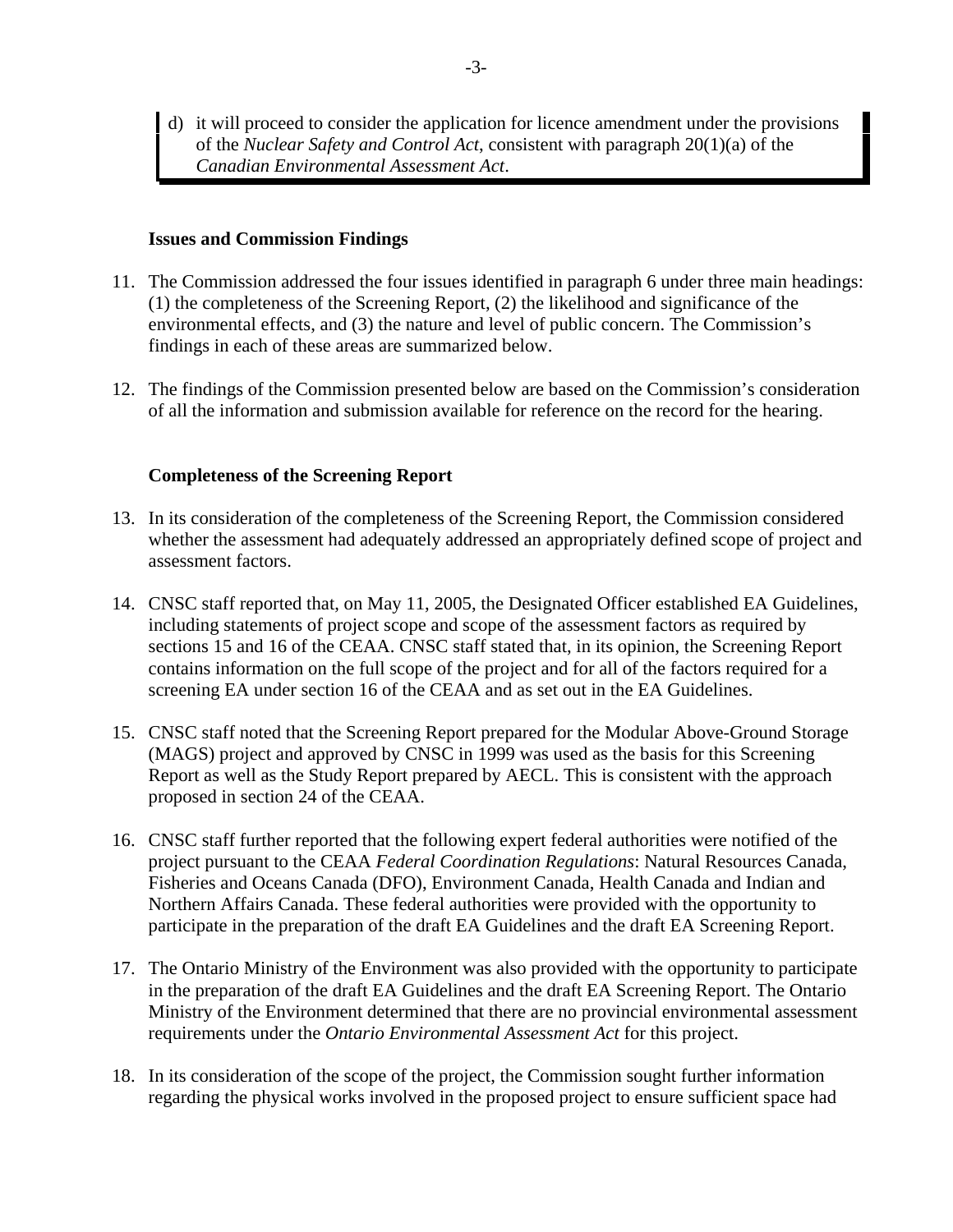d) it will proceed to consider the application for licence amendment under the provisions of the *Nuclear Safety and Control Act*, consistent with paragraph 20(1)(a) of the *Canadian Environmental Assessment Act*.

**Issues and Commission Findings**

11. The Commission addressed the four issues identified in paragraph 6 under three main headings: (1) the completeness of the Screening Report, (2) the likelihood and significance of the environmental effects, and (3) the nature and level of public concern. The Commission's findings in each of these areas are summarized below.

12. The findings of the Commission presented below are based on the Commission's consideration of all the information and submission available for reference on the record for the hearing.

**Completeness of the Screening Report**

13. In its consideration of the completeness of the Screening Report, the Commission considered whether the assessment had adequately addressed an appropriately defined scope of project and assessment factors.

14. CNSC staff reported that, on May 11, 2005, the Designated Officer established EA Guidelines, including statements of project scope and scope of the assessment factors as required by sections 15 and 16 of the CEAA. CNSC staff stated that, in its opinion, the Screening Report contains information on the full scope of the project and for all of the factors required for a screening EA under section 16 of the CEAA and as set out in the EA Guidelines.

15. CNSC staff noted that the Screening Report prepared for the Modular Above-Ground Storage (MAGS) project and approved by CNSC in 1999 was used as the basis for this Screening Report as well as the Study Report prepared by AECL. This is consistent with the approach proposed in section 24 of the CEAA.

16. CNSC staff further reported that the following expert federal authorities were notified of the project pursuant to the CEAA *Federal Coordination Regulations*: Natural Resources Canada, Fisheries and Oceans Canada (DFO), Environment Canada, Health Canada and Indian and Northern Affairs Canada. These federal authorities were provided with the opportunity to participate in the preparation of the draft EA Guidelines and the draft EA Screening Report.

17. The Ontario Ministry of the Environment was also provided with the opportunity to participate in the preparation of the draft EA Guidelines and the draft EA Screening Report. The Ontario Ministry of the Environment determined that there are no provincial environmental assessment requirements under the *Ontario Environmental Assessment Act* for this project.

18. In its consideration of the scope of the project, the Commission sought further information regarding the physical works involved in the proposed project to ensure sufficient space had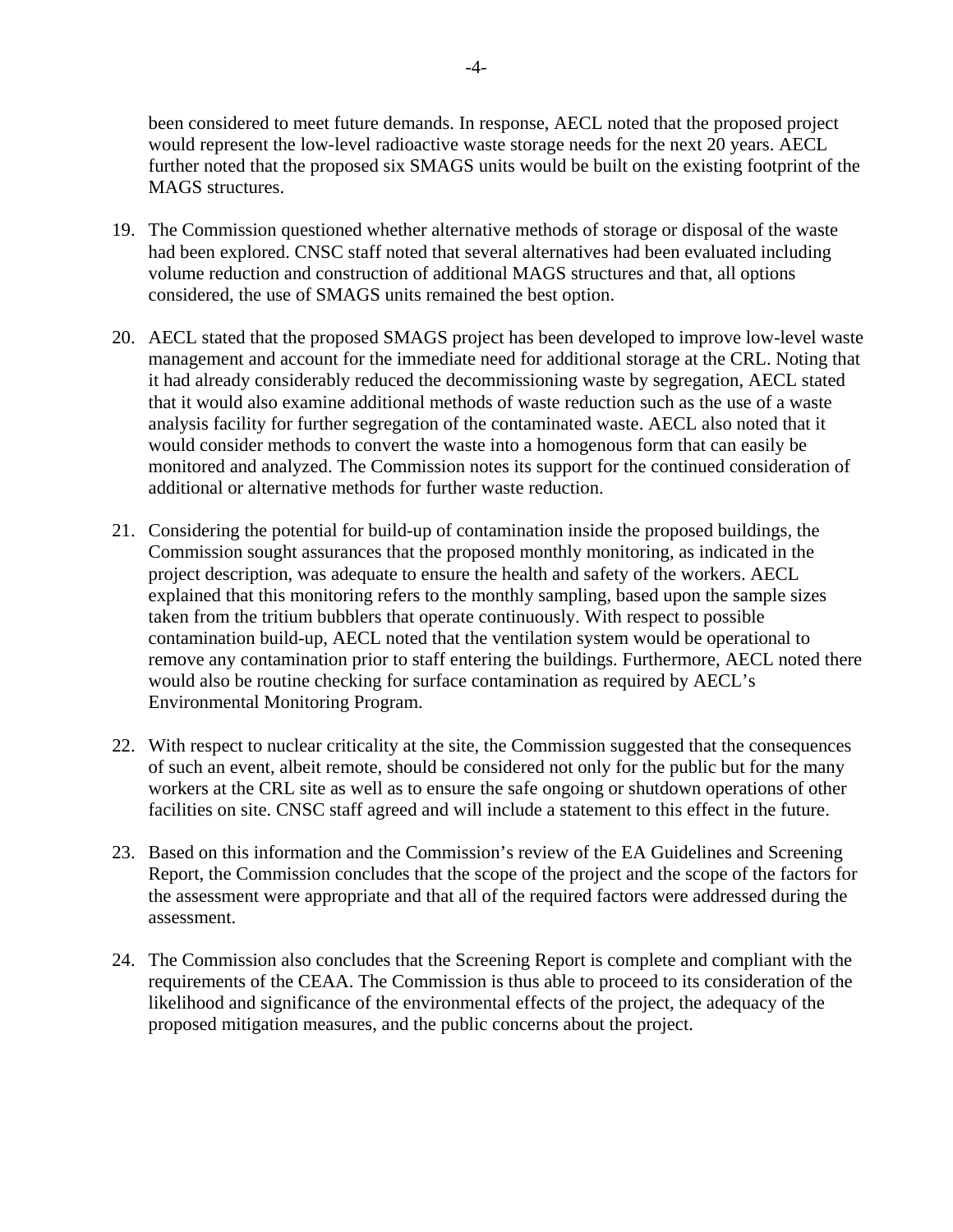been considered to meet future demands. In response, AECL noted that the proposed project would represent the low-level radioactive waste storage needs for the next 20 years. AECL further noted that the proposed six SMAGS units would be built on the existing footprint of the MAGS structures.

19. The Commission questioned whether alternative methods of storage or disposal of the waste had been explored. CNSC staff noted that several alternatives had been evaluated including volume reduction and construction of additional MAGS structures and that, all options considered, the use of SMAGS units remained the best option.

20. AECL stated that the proposed SMAGS project has been developed to improve low-level waste management and account for the immediate need for additional storage at the CRL. Noting that it had already considerably reduced the decommissioning waste by segregation, AECL stated that it would also examine additional methods of waste reduction such as the use of a waste analysis facility for further segregation of the contaminated waste. AECL also noted that it would consider methods to convert the waste into a homogenous form that can easily be monitored and analyzed. The Commission notes its support for the continued consideration of additional or alternative methods for further waste reduction.

21. Considering the potential for build-up of contamination inside the proposed buildings, the Commission sought assurances that the proposed monthly monitoring, as indicated in the project description, was adequate to ensure the health and safety of the workers. AECL explained that this monitoring refers to the monthly sampling, based upon the sample sizes taken from the tritium bubblers that operate continuously. With respect to possible contamination build-up, AECL noted that the ventilation system would be operational to remove any contamination prior to staff entering the buildings. Furthermore, AECL noted there would also be routine checking for surface contamination as required by AECL's Environmental Monitoring Program.

22. With respect to nuclear criticality at the site, the Commission suggested that the consequences of such an event, albeit remote, should be considered not only for the public but for the many workers at the CRL site as well as to ensure the safe ongoing or shutdown operations of other facilities on site. CNSC staff agreed and will include a statement to this effect in the future.

23. Based on this information and the Commission's review of the EA Guidelines and Screening Report, the Commission concludes that the scope of the project and the scope of the factors for the assessment were appropriate and that all of the required factors were addressed during the assessment.

24. The Commission also concludes that the Screening Report is complete and compliant with the requirements of the CEAA. The Commission is thus able to proceed to its consideration of the likelihood and significance of the environmental effects of the project, the adequacy of the proposed mitigation measures, and the public concerns about the project.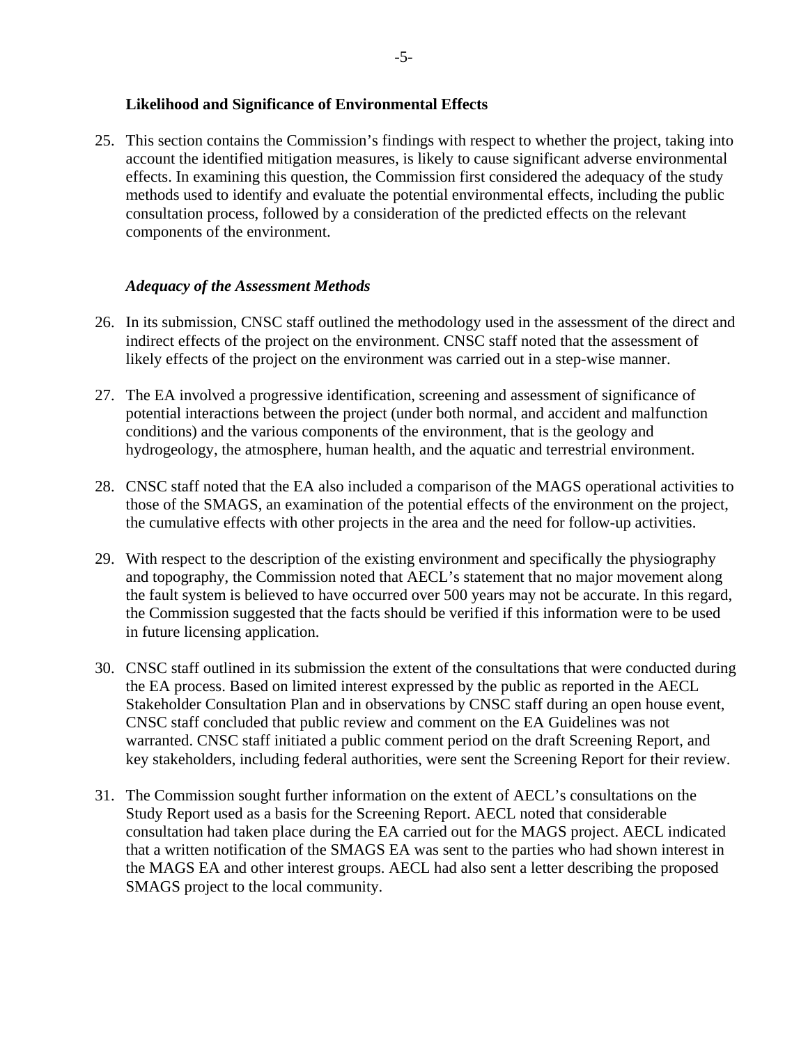### Likelihood and Significance of Environmental Effects

25. This section contains the Commission's findings with respect to whether the project, taking into account the identified mitigation measures, is likely to cause significant adverse environmental effects. In examining this question, the Commission first considered the adequacy of the study methods used to identify and evaluate the potential environmental effects, including the public consultation process, followed by a consideration of the predicted effects on the relevant components of the environment.

#### *Adequacy of the Assessment Methods*

26. In its submission, CNSC staff outlined the methodology used in the assessment of the direct and indirect effects of the project on the environment. CNSC staff noted that the assessment of likely effects of the project on the environment was carried out in a step-wise manner.

27. The EA involved a progressive identification, screening and assessment of significance of potential interactions between the project (under both normal, and accident and malfunction conditions) and the various components of the environment, that is the geology and hydrogeology, the atmosphere, human health, and the aquatic and terrestrial environment.

28. CNSC staff noted that the EA also included a comparison of the MAGS operational activities to those of the SMAGS, an examination of the potential effects of the environment on the project, the cumulative effects with other projects in the area and the need for follow-up activities.

29. With respect to the description of the existing environment and specifically the physiography and topography, the Commission noted that AECL's statement that no major movement along the fault system is believed to have occurred over 500 years may not be accurate. In this regard, the Commission suggested that the facts should be verified if this information were to be used in future licensing application.

30. CNSC staff outlined in its submission the extent of the consultations that were conducted during the EA process. Based on limited interest expressed by the public as reported in the AECL Stakeholder Consultation Plan and in observations by CNSC staff during an open house event, CNSC staff concluded that public review and comment on the EA Guidelines was not warranted. CNSC staff initiated a public comment period on the draft Screening Report, and key stakeholders, including federal authorities, were sent the Screening Report for their review.

31. The Commission sought further information on the extent of AECL's consultations on the Study Report used as a basis for the Screening Report. AECL noted that considerable consultation had taken place during the EA carried out for the MAGS project. AECL indicated that a written notification of the SMAGS EA was sent to the parties who had shown interest in the MAGS EA and other interest groups. AECL had also sent a letter describing the proposed SMAGS project to the local community.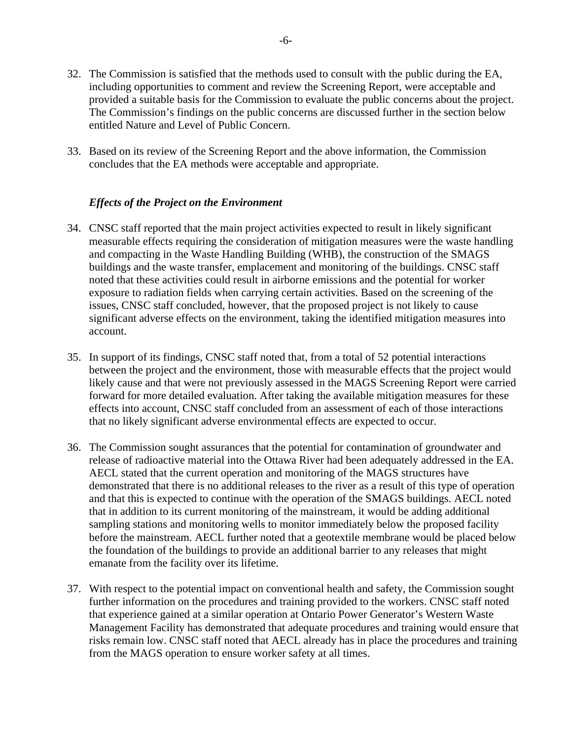32. The Commission is satisfied that the methods used to consult with the public during the EA, including opportunities to comment and review the Screening Report, were acceptable and provided a suitable basis for the Commission to evaluate the public concerns about the project. The Commission's findings on the public concerns are discussed further in the section below entitled Nature and Level of Public Concern.

33. Based on its review of the Screening Report and the above information, the Commission concludes that the EA methods were acceptable and appropriate.

### *Effects of the Project on the Environment*

34. CNSC staff reported that the main project activities expected to result in likely significant measurable effects requiring the consideration of mitigation measures were the waste handling and compacting in the Waste Handling Building (WHB), the construction of the SMAGS buildings and the waste transfer, emplacement and monitoring of the buildings. CNSC staff noted that these activities could result in airborne emissions and the potential for worker exposure to radiation fields when carrying certain activities. Based on the screening of the issues, CNSC staff concluded, however, that the proposed project is not likely to cause significant adverse effects on the environment, taking the identified mitigation measures into account.

35. In support of its findings, CNSC staff noted that, from a total of 52 potential interactions between the project and the environment, those with measurable effects that the project would likely cause and that were not previously assessed in the MAGS Screening Report were carried forward for more detailed evaluation. After taking the available mitigation measures for these effects into account, CNSC staff concluded from an assessment of each of those interactions that no likely significant adverse environmental effects are expected to occur.

36. The Commission sought assurances that the potential for contamination of groundwater and release of radioactive material into the Ottawa River had been adequately addressed in the EA. AECL stated that the current operation and monitoring of the MAGS structures have demonstrated that there is no additional releases to the river as a result of this type of operation and that this is expected to continue with the operation of the SMAGS buildings. AECL noted that in addition to its current monitoring of the mainstream, it would be adding additional sampling stations and monitoring wells to monitor immediately below the proposed facility before the mainstream. AECL further noted that a geotextile membrane would be placed below the foundation of the buildings to provide an additional barrier to any releases that might emanate from the facility over its lifetime.

37. With respect to the potential impact on conventional health and safety, the Commission sought further information on the procedures and training provided to the workers. CNSC staff noted that experience gained at a similar operation at Ontario Power Generator's Western Waste Management Facility has demonstrated that adequate procedures and training would ensure that risks remain low. CNSC staff noted that AECL already has in place the procedures and training from the MAGS operation to ensure worker safety at all times.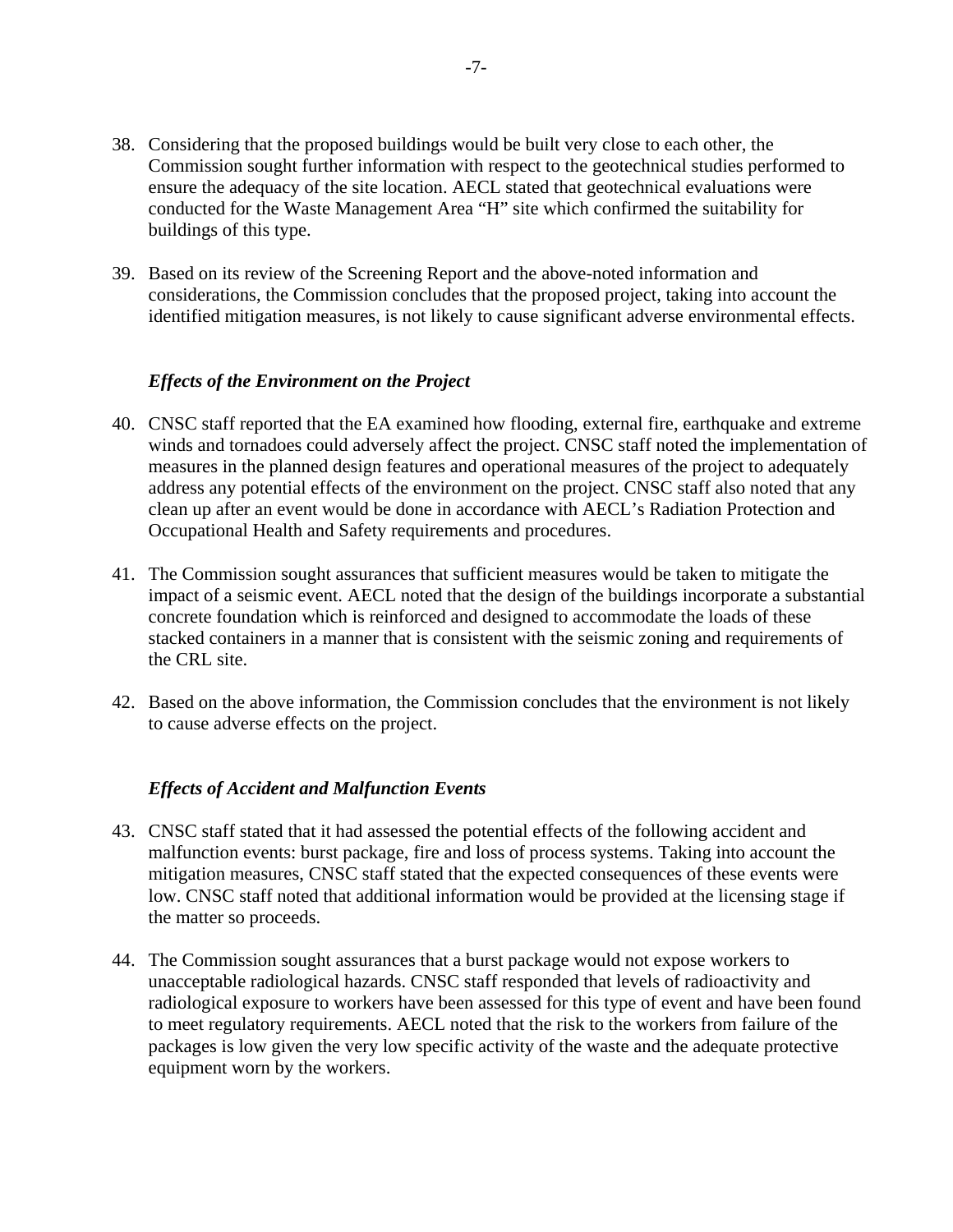38. Considering that the proposed buildings would be built very close to each other, the Commission sought further information with respect to the geotechnical studies performed to ensure the adequacy of the site location. AECL stated that geotechnical evaluations were conducted for the Waste Management Area “H” site which confirmed the suitability for buildings of this type.

39. Based on its review of the Screening Report and the above-noted information and considerations, the Commission concludes that the proposed project, taking into account the identified mitigation measures, is not likely to cause significant adverse environmental effects.

### *Effects of the Environment on the Project*

40. CNSC staff reported that the EA examined how flooding, external fire, earthquake and extreme winds and tornadoes could adversely affect the project. CNSC staff noted the implementation of measures in the planned design features and operational measures of the project to adequately address any potential effects of the environment on the project. CNSC staff also noted that any clean up after an event would be done in accordance with AECL’s Radiation Protection and Occupational Health and Safety requirements and procedures.

41. The Commission sought assurances that sufficient measures would be taken to mitigate the impact of a seismic event. AECL noted that the design of the buildings incorporate a substantial concrete foundation which is reinforced and designed to accommodate the loads of these stacked containers in a manner that is consistent with the seismic zoning and requirements of the CRL site.

42. Based on the above information, the Commission concludes that the environment is not likely to cause adverse effects on the project.

### *Effects of Accident and Malfunction Events*

43. CNSC staff stated that it had assessed the potential effects of the following accident and malfunction events: burst package, fire and loss of process systems. Taking into account the mitigation measures, CNSC staff stated that the expected consequences of these events were low. CNSC staff noted that additional information would be provided at the licensing stage if the matter so proceeds.

44. The Commission sought assurances that a burst package would not expose workers to unacceptable radiological hazards. CNSC staff responded that levels of radioactivity and radiological exposure to workers have been assessed for this type of event and have been found to meet regulatory requirements. AECL noted that the risk to the workers from failure of the packages is low given the very low specific activity of the waste and the adequate protective equipment worn by the workers.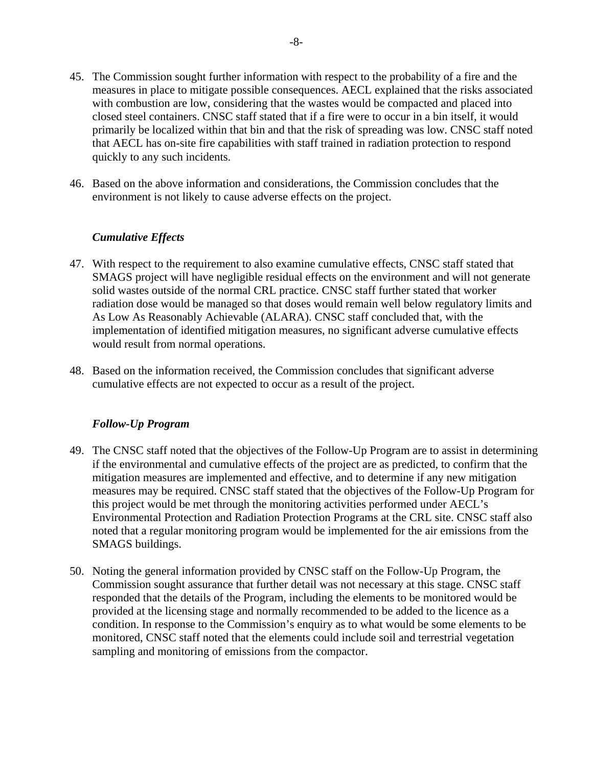45. The Commission sought further information with respect to the probability of a fire and the measures in place to mitigate possible consequences. AECL explained that the risks associated with combustion are low, considering that the wastes would be compacted and placed into closed steel containers. CNSC staff stated that if a fire were to occur in a bin itself, it would primarily be localized within that bin and that the risk of spreading was low. CNSC staff noted that AECL has on-site fire capabilities with staff trained in radiation protection to respond quickly to any such incidents.

46. Based on the above information and considerations, the Commission concludes that the environment is not likely to cause adverse effects on the project.

### *Cumulative Effects*

47. With respect to the requirement to also examine cumulative effects, CNSC staff stated that SMAGS project will have negligible residual effects on the environment and will not generate solid wastes outside of the normal CRL practice. CNSC staff further stated that worker radiation dose would be managed so that doses would remain well below regulatory limits and As Low As Reasonably Achievable (ALARA). CNSC staff concluded that, with the implementation of identified mitigation measures, no significant adverse cumulative effects would result from normal operations.

48. Based on the information received, the Commission concludes that significant adverse cumulative effects are not expected to occur as a result of the project.

### *Follow-Up Program*

49. The CNSC staff noted that the objectives of the Follow-Up Program are to assist in determining if the environmental and cumulative effects of the project are as predicted, to confirm that the mitigation measures are implemented and effective, and to determine if any new mitigation measures may be required. CNSC staff stated that the objectives of the Follow-Up Program for this project would be met through the monitoring activities performed under AECL's Environmental Protection and Radiation Protection Programs at the CRL site. CNSC staff also noted that a regular monitoring program would be implemented for the air emissions from the SMAGS buildings.

50. Noting the general information provided by CNSC staff on the Follow-Up Program, the Commission sought assurance that further detail was not necessary at this stage. CNSC staff responded that the details of the Program, including the elements to be monitored would be provided at the licensing stage and normally recommended to be added to the licence as a condition. In response to the Commission's enquiry as to what would be some elements to be monitored, CNSC staff noted that the elements could include soil and terrestrial vegetation sampling and monitoring of emissions from the compactor.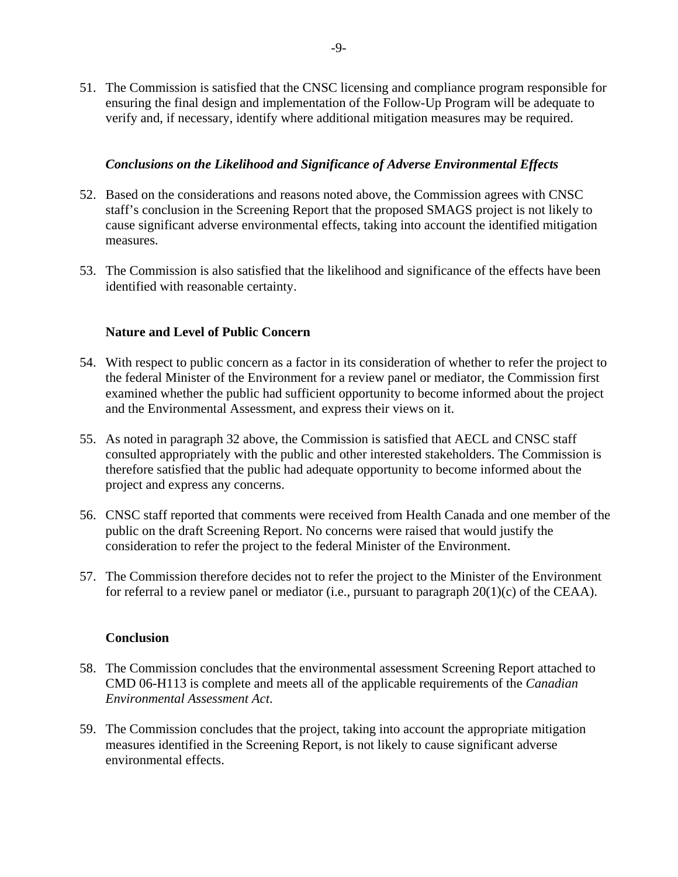51. The Commission is satisfied that the CNSC licensing and compliance program responsible for ensuring the final design and implementation of the Follow-Up Program will be adequate to verify and, if necessary, identify where additional mitigation measures may be required.

### *Conclusions on the Likelihood and Significance of Adverse Environmental Effects*

52. Based on the considerations and reasons noted above, the Commission agrees with CNSC staff's conclusion in the Screening Report that the proposed SMAGS project is not likely to cause significant adverse environmental effects, taking into account the identified mitigation measures.

53. The Commission is also satisfied that the likelihood and significance of the effects have been identified with reasonable certainty.

### Nature and Level of Public Concern

54. With respect to public concern as a factor in its consideration of whether to refer the project to the federal Minister of the Environment for a review panel or mediator, the Commission first examined whether the public had sufficient opportunity to become informed about the project and the Environmental Assessment, and express their views on it.

55. As noted in paragraph 32 above, the Commission is satisfied that AECL and CNSC staff consulted appropriately with the public and other interested stakeholders. The Commission is therefore satisfied that the public had adequate opportunity to become informed about the project and express any concerns.

56. CNSC staff reported that comments were received from Health Canada and one member of the public on the draft Screening Report. No concerns were raised that would justify the consideration to refer the project to the federal Minister of the Environment.

57. The Commission therefore decides not to refer the project to the Minister of the Environment for referral to a review panel or mediator (i.e., pursuant to paragraph 20(1)(c) of the CEAA).

### Conclusion

58. The Commission concludes that the environmental assessment Screening Report attached to CMD 06-H113 is complete and meets all of the applicable requirements of the *Canadian Environmental Assessment Act*.

59. The Commission concludes that the project, taking into account the appropriate mitigation measures identified in the Screening Report, is not likely to cause significant adverse environmental effects.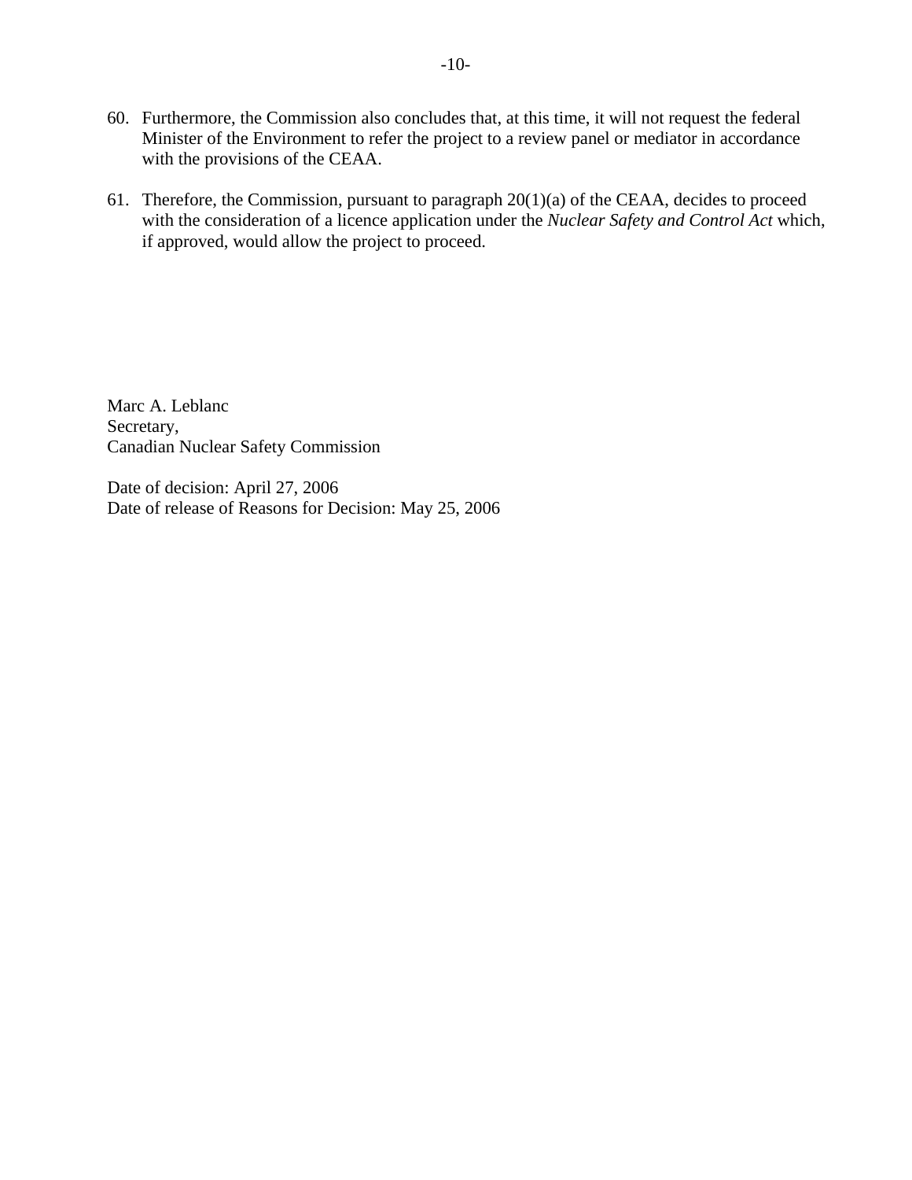60. Furthermore, the Commission also concludes that, at this time, it will not request the federal Minister of the Environment to refer the project to a review panel or mediator in accordance with the provisions of the CEAA.

61. Therefore, the Commission, pursuant to paragraph 20(1)(a) of the CEAA, decides to proceed with the consideration of a licence application under the *Nuclear Safety and Control Act* which, if approved, would allow the project to proceed.

Marc A. Leblanc
Secretary,
Canadian Nuclear Safety Commission

Date of decision: April 27, 2006
Date of release of Reasons for Decision: May 25, 2006